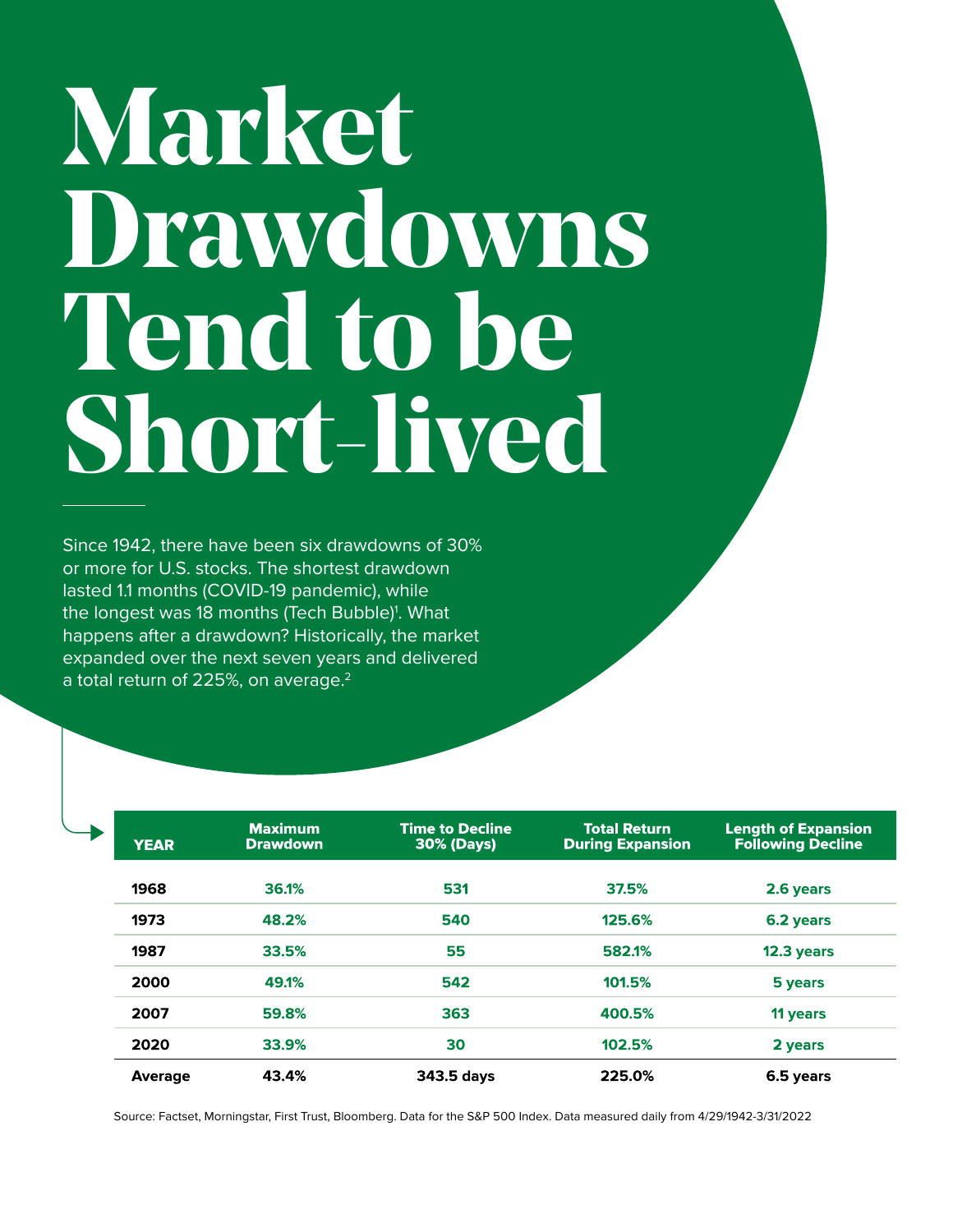# Market Drawdowns Tend to be Short-lived

Since 1942, there have been six drawdowns of 30% or more for U.S. stocks. The shortest drawdown lasted 1.1 months (COVID-19 pandemic), while the longest was 18 months (Tech Bubble)[1]. What happens after a drawdown? Historically, the market expanded over the next seven years and delivered a total return of 225%, on average.[2]

| YEAR | Maximum Drawdown | Time to Decline 30% (Days) | Total Return During Expansion | Length of Expansion Following Decline |
|---|---|---|---|---|
| 1968 | 36.1% | 531 | 37.5% | 2.6 years |
| 1973 | 48.2% | 540 | 125.6% | 6.2 years |
| 1987 | 33.5% | 55 | 582.1% | 12.3 years |
| 2000 | 49.1% | 542 | 101.5% | 5 years |
| 2007 | 59.8% | 363 | 400.5% | 11 years |
| 2020 | 33.9% | 30 | 102.5% | 2 years |
| **Average** | **43.4%** | **343.5 days** | **225.0%** | **6.5 years** |

Source: Factset, Morningstar, First Trust, Bloomberg. Data for the S&P 500 Index. Data measured daily from 4/29/1942-3/31/2022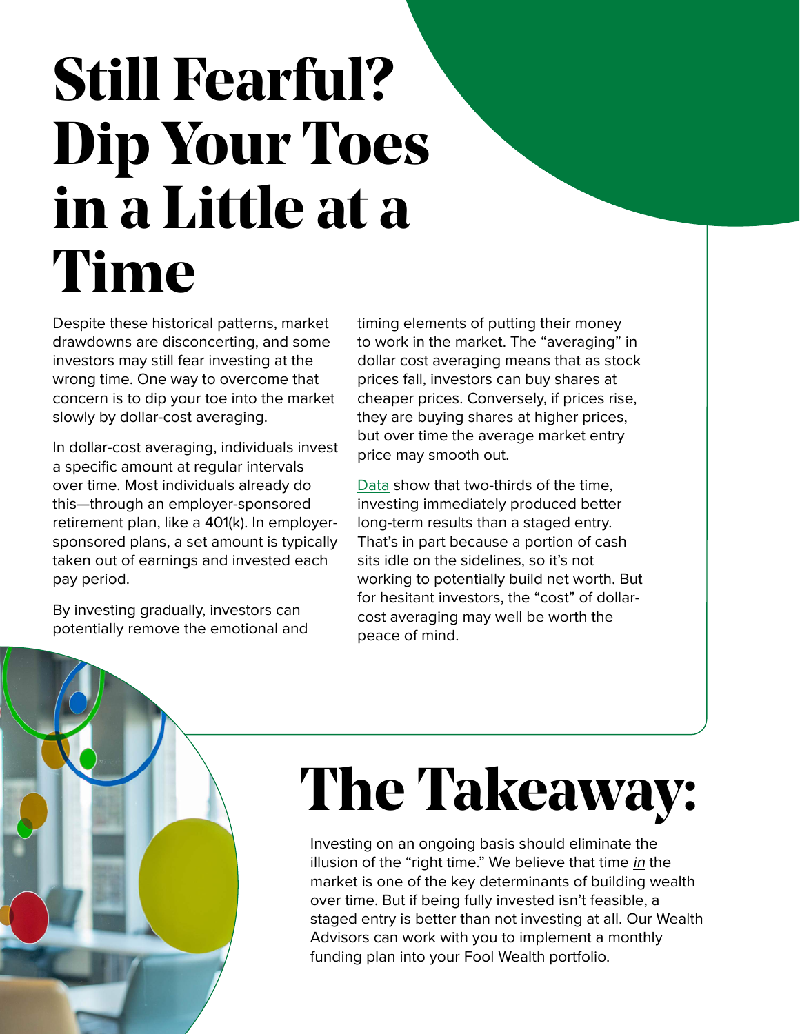# Still Fearful? Dip Your Toes in a Little at a Time

Despite these historical patterns, market drawdowns are disconcerting, and some investors may still fear investing at the wrong time. One way to overcome that concern is to dip your toe into the market slowly by dollar-cost averaging.

In dollar-cost averaging, individuals invest a specific amount at regular intervals over time. Most individuals already do this—through an employer-sponsored retirement plan, like a 401(k). In employer-sponsored plans, a set amount is typically taken out of earnings and invested each pay period.

By investing gradually, investors can potentially remove the emotional and timing elements of putting their money to work in the market. The "averaging" in dollar cost averaging means that as stock prices fall, investors can buy shares at cheaper prices. Conversely, if prices rise, they are buying shares at higher prices, but over time the average market entry price may smooth out.

Data show that two-thirds of the time, investing immediately produced better long-term results than a staged entry. That's in part because a portion of cash sits idle on the sidelines, so it's not working to potentially build net worth. But for hesitant investors, the "cost" of dollar-cost averaging may well be worth the peace of mind.

# The Takeaway:

Investing on an ongoing basis should eliminate the illusion of the "right time." We believe that time *in* the market is one of the key determinants of building wealth over time. But if being fully invested isn't feasible, a staged entry is better than not investing at all. Our Wealth Advisors can work with you to implement a monthly funding plan into your Fool Wealth portfolio.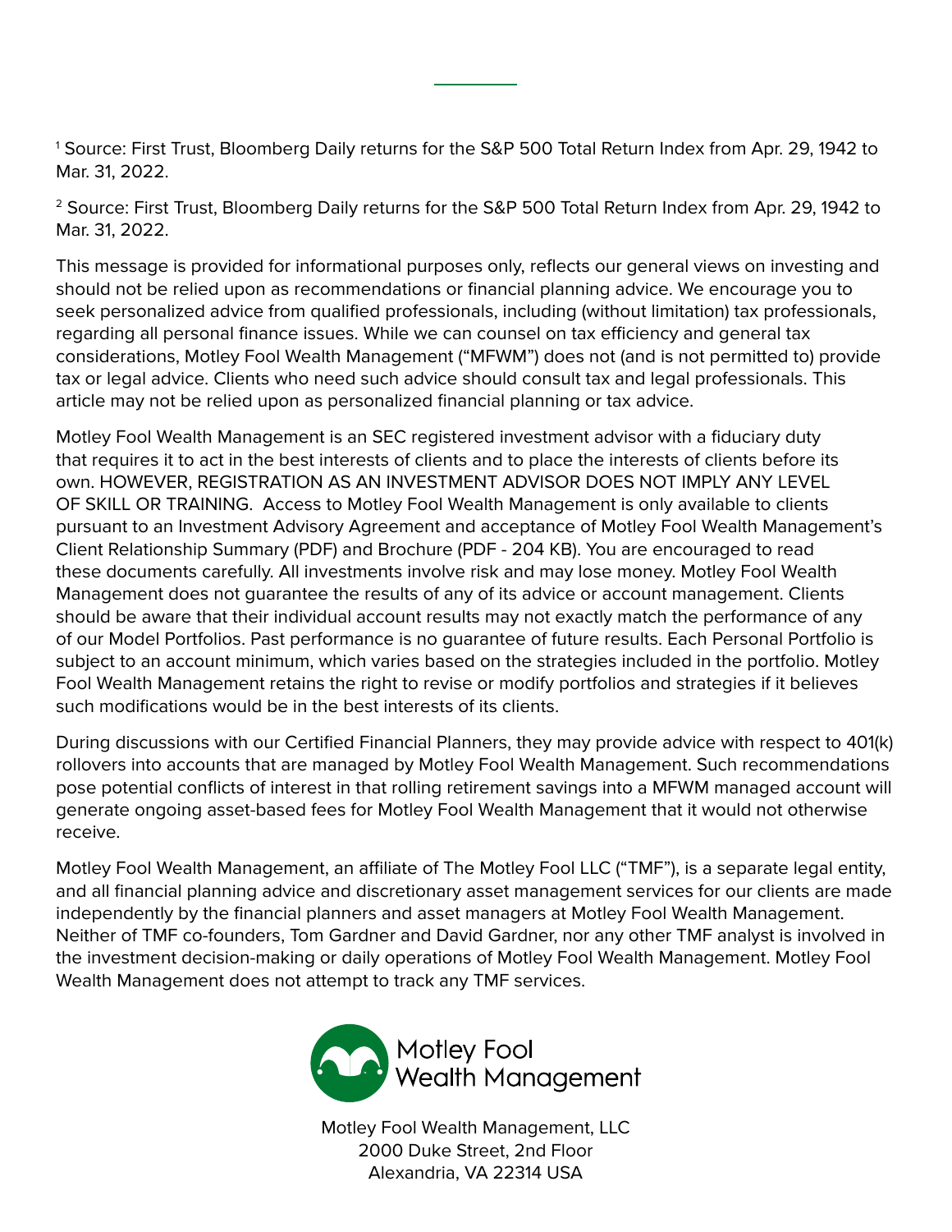[1] Source: First Trust, Bloomberg Daily returns for the S&P 500 Total Return Index from Apr. 29, 1942 to Mar. 31, 2022.

[2] Source: First Trust, Bloomberg Daily returns for the S&P 500 Total Return Index from Apr. 29, 1942 to Mar. 31, 2022.

This message is provided for informational purposes only, reflects our general views on investing and should not be relied upon as recommendations or financial planning advice. We encourage you to seek personalized advice from qualified professionals, including (without limitation) tax professionals, regarding all personal finance issues. While we can counsel on tax efficiency and general tax considerations, Motley Fool Wealth Management ("MFWM") does not (and is not permitted to) provide tax or legal advice. Clients who need such advice should consult tax and legal professionals. This article may not be relied upon as personalized financial planning or tax advice.

Motley Fool Wealth Management is an SEC registered investment advisor with a fiduciary duty that requires it to act in the best interests of clients and to place the interests of clients before its own. HOWEVER, REGISTRATION AS AN INVESTMENT ADVISOR DOES NOT IMPLY ANY LEVEL OF SKILL OR TRAINING. Access to Motley Fool Wealth Management is only available to clients pursuant to an Investment Advisory Agreement and acceptance of Motley Fool Wealth Management's Client Relationship Summary (PDF) and Brochure (PDF - 204 KB). You are encouraged to read these documents carefully. All investments involve risk and may lose money. Motley Fool Wealth Management does not guarantee the results of any of its advice or account management. Clients should be aware that their individual account results may not exactly match the performance of any of our Model Portfolios. Past performance is no guarantee of future results. Each Personal Portfolio is subject to an account minimum, which varies based on the strategies included in the portfolio. Motley Fool Wealth Management retains the right to revise or modify portfolios and strategies if it believes such modifications would be in the best interests of its clients.

During discussions with our Certified Financial Planners, they may provide advice with respect to 401(k) rollovers into accounts that are managed by Motley Fool Wealth Management. Such recommendations pose potential conflicts of interest in that rolling retirement savings into a MFWM managed account will generate ongoing asset-based fees for Motley Fool Wealth Management that it would not otherwise receive.

Motley Fool Wealth Management, an affiliate of The Motley Fool LLC ("TMF"), is a separate legal entity, and all financial planning advice and discretionary asset management services for our clients are made independently by the financial planners and asset managers at Motley Fool Wealth Management. Neither of TMF co-founders, Tom Gardner and David Gardner, nor any other TMF analyst is involved in the investment decision-making or daily operations of Motley Fool Wealth Management. Motley Fool Wealth Management does not attempt to track any TMF services.

Motley Fool Wealth Management

Motley Fool Wealth Management, LLC
2000 Duke Street, 2nd Floor
Alexandria, VA 22314 USA